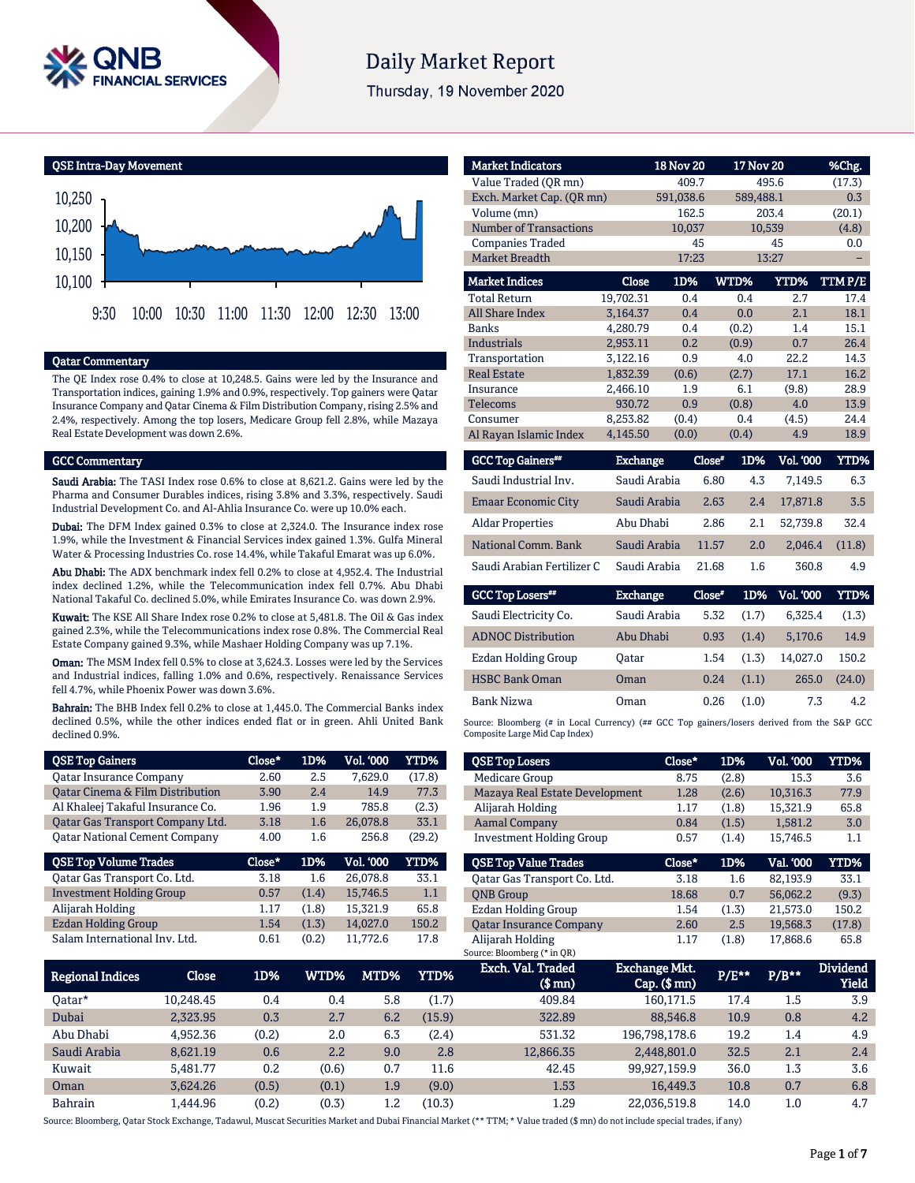# Daily Market Report

Thursday, 19 November 2020

## QSE Intra-Day Movement

## Qatar Commentary

The QE Index rose 0.4% to close at 10,248.5. Gains were led by the Insurance and Transportation indices, gaining 1.9% and 0.9%, respectively. Top gainers were Qatar Insurance Company and Qatar Cinema & Film Distribution Company, rising 2.5% and 2.4%, respectively. Among the top losers, Medicare Group fell 2.8%, while Mazaya Real Estate Development was down 2.6%.

## GCC Commentary

**Saudi Arabia:** The TASI Index rose 0.6% to close at 8,621.2. Gains were led by the Pharma and Consumer Durables indices, rising 3.8% and 3.3%, respectively. Saudi Industrial Development Co. and Al-Ahlia Insurance Co. were up 10.0% each.

**Dubai:** The DFM Index gained 0.3% to close at 2,324.0. The Insurance index rose 1.9%, while the Investment & Financial Services index gained 1.3%. Gulfa Mineral Water & Processing Industries Co. rose 14.4%, while Takaful Emarat was up 6.0%.

**Abu Dhabi:** The ADX benchmark index fell 0.2% to close at 4,952.4. The Industrial index declined 1.2%, while the Telecommunication index fell 0.7%. Abu Dhabi National Takaful Co. declined 5.0%, while Emirates Insurance Co. was down 2.9%.

**Kuwait:** The KSE All Share Index rose 0.2% to close at 5,481.8. The Oil & Gas index gained 2.3%, while the Telecommunications index rose 0.8%. The Commercial Real Estate Company gained 9.3%, while Mashaer Holding Company was up 7.1%.

**Oman:** The MSM Index fell 0.5% to close at 3,624.3. Losses were led by the Services and Industrial indices, falling 1.0% and 0.6%, respectively. Renaissance Services fell 4.7%, while Phoenix Power was down 3.6%.

**Bahrain:** The BHB Index fell 0.2% to close at 1,445.0. The Commercial Banks index declined 0.5%, while the other indices ended flat or in green. Ahli United Bank declined 0.9%.

| Market Indicators | 18 Nov 20 | 17 Nov 20 | %Chg. |
|---|---|---|---|
| Value Traded (QR mn) | 409.7 | 495.6 | (17.3) |
| Exch. Market Cap. (QR mn) | 591,038.6 | 589,488.1 | 0.3 |
| Volume (mn) | 162.5 | 203.4 | (20.1) |
| Number of Transactions | 10,037 | 10,539 | (4.8) |
| Companies Traded | 45 | 45 | 0.0 |
| Market Breadth | 17:23 | 13:27 | – |

| Market Indices | Close | 1D% | WTD% | YTD% | TTM P/E |
|---|---|---|---|---|---|
| Total Return | 19,702.31 | 0.4 | 0.4 | 2.7 | 17.4 |
| All Share Index | 3,164.37 | 0.4 | 0.0 | 2.1 | 18.1 |
| Banks | 4,280.79 | 0.4 | (0.2) | 1.4 | 15.1 |
| Industrials | 2,953.11 | 0.2 | (0.9) | 0.7 | 26.4 |
| Transportation | 3,122.16 | 0.9 | 4.0 | 22.2 | 14.3 |
| Real Estate | 1,832.39 | (0.6) | (2.7) | 17.1 | 16.2 |
| Insurance | 2,466.10 | 1.9 | 6.1 | (9.8) | 28.9 |
| Telecoms | 930.72 | 0.9 | (0.8) | 4.0 | 13.9 |
| Consumer | 8,253.82 | (0.4) | 0.4 | (4.5) | 24.4 |
| Al Rayan Islamic Index | 4,145.50 | (0.0) | (0.4) | 4.9 | 18.9 |

| GCC Top Gainers## | Exchange | Close# | 1D% | Vol. '000 | YTD% |
|---|---|---|---|---|---|
| Saudi Industrial Inv. | Saudi Arabia | 6.80 | 4.3 | 7,149.5 | 6.3 |
| Emaar Economic City | Saudi Arabia | 2.63 | 2.4 | 17,871.8 | 3.5 |
| Aldar Properties | Abu Dhabi | 2.86 | 2.1 | 52,739.8 | 32.4 |
| National Comm. Bank | Saudi Arabia | 11.57 | 2.0 | 2,046.4 | (11.8) |
| Saudi Arabian Fertilizer C | Saudi Arabia | 21.68 | 1.6 | 360.8 | 4.9 |

| GCC Top Losers## | Exchange | Close# | 1D% | Vol. '000 | YTD% |
|---|---|---|---|---|---|
| Saudi Electricity Co. | Saudi Arabia | 5.32 | (1.7) | 6,325.4 | (1.3) |
| ADNOC Distribution | Abu Dhabi | 0.93 | (1.4) | 5,170.6 | 14.9 |
| Ezdan Holding Group | Qatar | 1.54 | (1.3) | 14,027.0 | 150.2 |
| HSBC Bank Oman | Oman | 0.24 | (1.1) | 265.0 | (24.0) |
| Bank Nizwa | Oman | 0.26 | (1.0) | 7.3 | 4.2 |

Source: Bloomberg (# in Local Currency) (## GCC Top gainers/losers derived from the S&P GCC Composite Large Mid Cap Index)

| QSE Top Gainers | Close* | 1D% | Vol. '000 | YTD% |
|---|---|---|---|---|
| Qatar Insurance Company | 2.60 | 2.5 | 7,629.0 | (17.8) |
| Qatar Cinema & Film Distribution | 3.90 | 2.4 | 14.9 | 77.3 |
| Al Khaleej Takaful Insurance Co. | 1.96 | 1.9 | 785.8 | (2.3) |
| Qatar Gas Transport Company Ltd. | 3.18 | 1.6 | 26,078.8 | 33.1 |
| Qatar National Cement Company | 4.00 | 1.6 | 256.8 | (29.2) |

| QSE Top Volume Trades | Close* | 1D% | Vol. '000 | YTD% |
|---|---|---|---|---|
| Qatar Gas Transport Co. Ltd. | 3.18 | 1.6 | 26,078.8 | 33.1 |
| Investment Holding Group | 0.57 | (1.4) | 15,746.5 | 1.1 |
| Alijarah Holding | 1.17 | (1.8) | 15,321.9 | 65.8 |
| Ezdan Holding Group | 1.54 | (1.3) | 14,027.0 | 150.2 |
| Salam International Inv. Ltd. | 0.61 | (0.2) | 11,772.6 | 17.8 |

| QSE Top Losers | Close* | 1D% | Vol. '000 | YTD% |
|---|---|---|---|---|
| Medicare Group | 8.75 | (2.8) | 15.3 | 3.6 |
| Mazaya Real Estate Development | 1.28 | (2.6) | 10,316.3 | 77.9 |
| Alijarah Holding | 1.17 | (1.8) | 15,321.9 | 65.8 |
| Aamal Company | 0.84 | (1.5) | 1,581.2 | 3.0 |
| Investment Holding Group | 0.57 | (1.4) | 15,746.5 | 1.1 |

| QSE Top Value Trades | Close* | 1D% | Val. '000 | YTD% |
|---|---|---|---|---|
| Qatar Gas Transport Co. Ltd. | 3.18 | 1.6 | 82,193.9 | 33.1 |
| QNB Group | 18.68 | 0.7 | 56,062.2 | (9.3) |
| Ezdan Holding Group | 1.54 | (1.3) | 21,573.0 | 150.2 |
| Qatar Insurance Company | 2.60 | 2.5 | 19,568.3 | (17.8) |
| Alijarah Holding | 1.17 | (1.8) | 17,868.6 | 65.8 |

Source: Bloomberg (* in QR)

| Regional Indices | Close | 1D% | WTD% | MTD% | YTD% | Exch. Val. Traded ($ mn) | Exchange Mkt. Cap. ($ mn) | P/E** | P/B** | Dividend Yield |
|---|---|---|---|---|---|---|---|---|---|---|
| Qatar* | 10,248.45 | 0.4 | 0.4 | 5.8 | (1.7) | 409.84 | 160,171.5 | 17.4 | 1.5 | 3.9 |
| Dubai | 2,323.95 | 0.3 | 2.7 | 6.2 | (15.9) | 322.89 | 88,546.8 | 10.9 | 0.8 | 4.2 |
| Abu Dhabi | 4,952.36 | (0.2) | 2.0 | 6.3 | (2.4) | 531.32 | 196,798,178.6 | 19.2 | 1.4 | 4.9 |
| Saudi Arabia | 8,621.19 | 0.6 | 2.2 | 9.0 | 2.8 | 12,866.35 | 2,448,801.0 | 32.5 | 2.1 | 2.4 |
| Kuwait | 5,481.77 | 0.2 | (0.6) | 0.7 | 11.6 | 42.45 | 99,927,159.9 | 36.0 | 1.3 | 3.6 |
| Oman | 3,624.26 | (0.5) | (0.1) | 1.9 | (9.0) | 1.53 | 16,449.3 | 10.8 | 0.7 | 6.8 |
| Bahrain | 1,444.96 | (0.2) | (0.3) | 1.2 | (10.3) | 1.29 | 22,036,519.8 | 14.0 | 1.0 | 4.7 |

Source: Bloomberg, Qatar Stock Exchange, Tadawul, Muscat Securities Market and Dubai Financial Market (** TTM; * Value traded ($ mn) do not include special trades, if any)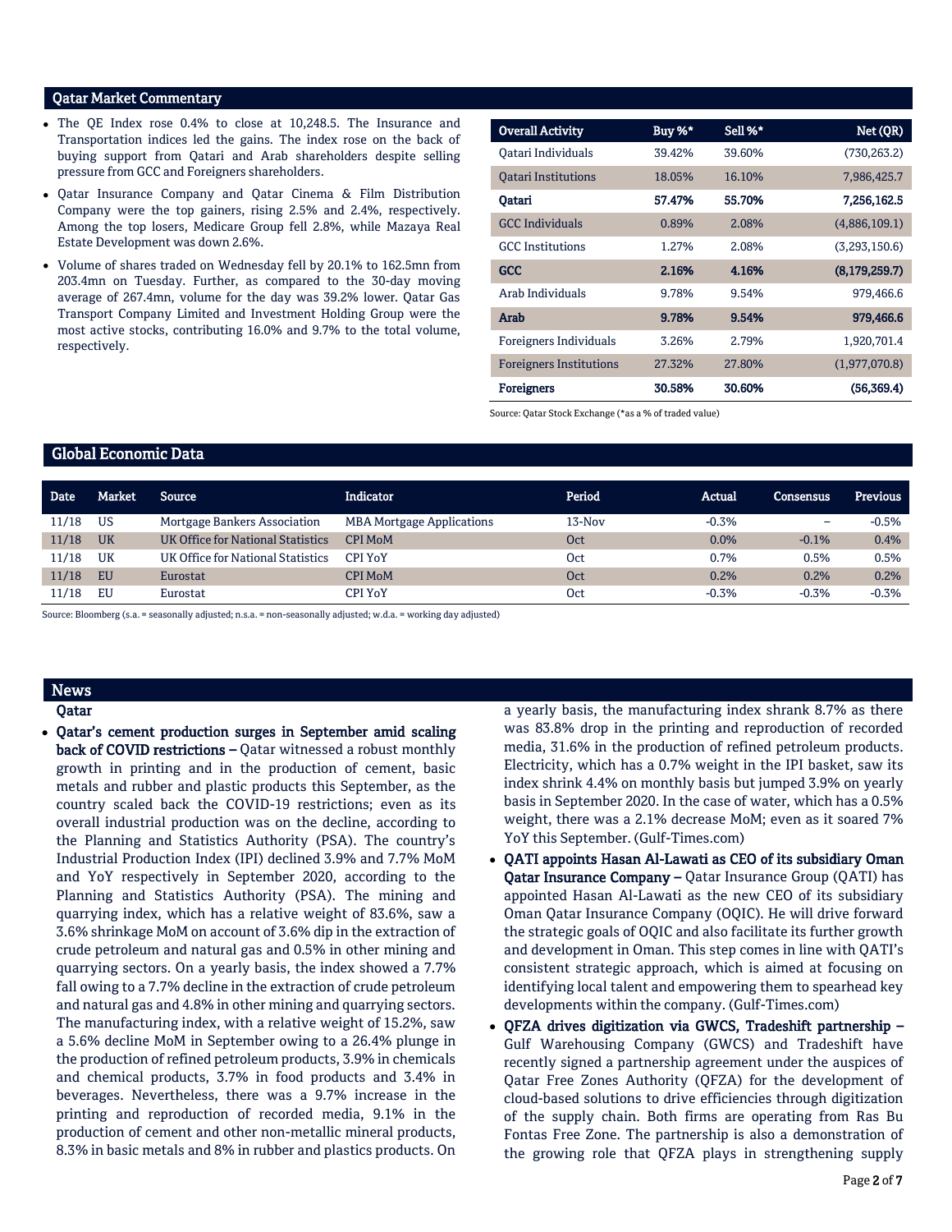## Qatar Market Commentary

- The QE Index rose 0.4% to close at 10,248.5. The Insurance and Transportation indices led the gains. The index rose on the back of buying support from Qatari and Arab shareholders despite selling pressure from GCC and Foreigners shareholders.
- Qatar Insurance Company and Qatar Cinema & Film Distribution Company were the top gainers, rising 2.5% and 2.4%, respectively. Among the top losers, Medicare Group fell 2.8%, while Mazaya Real Estate Development was down 2.6%.
- Volume of shares traded on Wednesday fell by 20.1% to 162.5mn from 203.4mn on Tuesday. Further, as compared to the 30-day moving average of 267.4mn, volume for the day was 39.2% lower. Qatar Gas Transport Company Limited and Investment Holding Group were the most active stocks, contributing 16.0% and 9.7% to the total volume, respectively.

| Overall Activity | Buy %* | Sell %* | Net (QR) |
|---|---|---|---|
| Qatari Individuals | 39.42% | 39.60% | (730,263.2) |
| Qatari Institutions | 18.05% | 16.10% | 7,986,425.7 |
| **Qatari** | **57.47%** | **55.70%** | **7,256,162.5** |
| GCC Individuals | 0.89% | 2.08% | (4,886,109.1) |
| GCC Institutions | 1.27% | 2.08% | (3,293,150.6) |
| **GCC** | **2.16%** | **4.16%** | **(8,179,259.7)** |
| Arab Individuals | 9.78% | 9.54% | 979,466.6 |
| **Arab** | **9.78%** | **9.54%** | **979,466.6** |
| Foreigners Individuals | 3.26% | 2.79% | 1,920,701.4 |
| Foreigners Institutions | 27.32% | 27.80% | (1,977,070.8) |
| **Foreigners** | **30.58%** | **30.60%** | **(56,369.4)** |

Source: Qatar Stock Exchange (*as a % of traded value)

## Global Economic Data

| Date | Market | Source | Indicator | Period | Actual | Consensus | Previous |
|---|---|---|---|---|---|---|---|
| 11/18 | US | Mortgage Bankers Association | MBA Mortgage Applications | 13-Nov | -0.3% | – | -0.5% |
| 11/18 | UK | UK Office for National Statistics | CPI MoM | Oct | 0.0% | -0.1% | 0.4% |
| 11/18 | UK | UK Office for National Statistics | CPI YoY | Oct | 0.7% | 0.5% | 0.5% |
| 11/18 | EU | Eurostat | CPI MoM | Oct | 0.2% | 0.2% | 0.2% |
| 11/18 | EU | Eurostat | CPI YoY | Oct | -0.3% | -0.3% | -0.3% |

Source: Bloomberg (s.a. = seasonally adjusted; n.s.a. = non-seasonally adjusted; w.d.a. = working day adjusted)

## News

### Qatar

- **Qatar's cement production surges in September amid scaling back of COVID restrictions –** Qatar witnessed a robust monthly growth in printing and in the production of cement, basic metals and rubber and plastic products this September, as the country scaled back the COVID-19 restrictions; even as its overall industrial production was on the decline, according to the Planning and Statistics Authority (PSA). The country's Industrial Production Index (IPI) declined 3.9% and 7.7% MoM and YoY respectively in September 2020, according to the Planning and Statistics Authority (PSA). The mining and quarrying index, which has a relative weight of 83.6%, saw a 3.6% shrinkage MoM on account of 3.6% dip in the extraction of crude petroleum and natural gas and 0.5% in other mining and quarrying sectors. On a yearly basis, the index showed a 7.7% fall owing to a 7.7% decline in the extraction of crude petroleum and natural gas and 4.8% in other mining and quarrying sectors. The manufacturing index, with a relative weight of 15.2%, saw a 5.6% decline MoM in September owing to a 26.4% plunge in the production of refined petroleum products, 3.9% in chemicals and chemical products, 3.7% in food products and 3.4% in beverages. Nevertheless, there was a 9.7% increase in the printing and reproduction of recorded media, 9.1% in the production of cement and other non-metallic mineral products, 8.3% in basic metals and 8% in rubber and plastics products. On a yearly basis, the manufacturing index shrank 8.7% as there was 83.8% drop in the printing and reproduction of recorded media, 31.6% in the production of refined petroleum products. Electricity, which has a 0.7% weight in the IPI basket, saw its index shrink 4.4% on monthly basis but jumped 3.9% on yearly basis in September 2020. In the case of water, which has a 0.5% weight, there was a 2.1% decrease MoM; even as it soared 7% YoY this September. (Gulf-Times.com)
- **QATI appoints Hasan Al-Lawati as CEO of its subsidiary Oman Qatar Insurance Company –** Qatar Insurance Group (QATI) has appointed Hasan Al-Lawati as the new CEO of its subsidiary Oman Qatar Insurance Company (OQIC). He will drive forward the strategic goals of OQIC and also facilitate its further growth and development in Oman. This step comes in line with QATI's consistent strategic approach, which is aimed at focusing on identifying local talent and empowering them to spearhead key developments within the company. (Gulf-Times.com)
- **QFZA drives digitization via GWCS, Tradeshift partnership –** Gulf Warehousing Company (GWCS) and Tradeshift have recently signed a partnership agreement under the auspices of Qatar Free Zones Authority (QFZA) for the development of cloud-based solutions to drive efficiencies through digitization of the supply chain. Both firms are operating from Ras Bu Fontas Free Zone. The partnership is also a demonstration of the growing role that QFZA plays in strengthening supply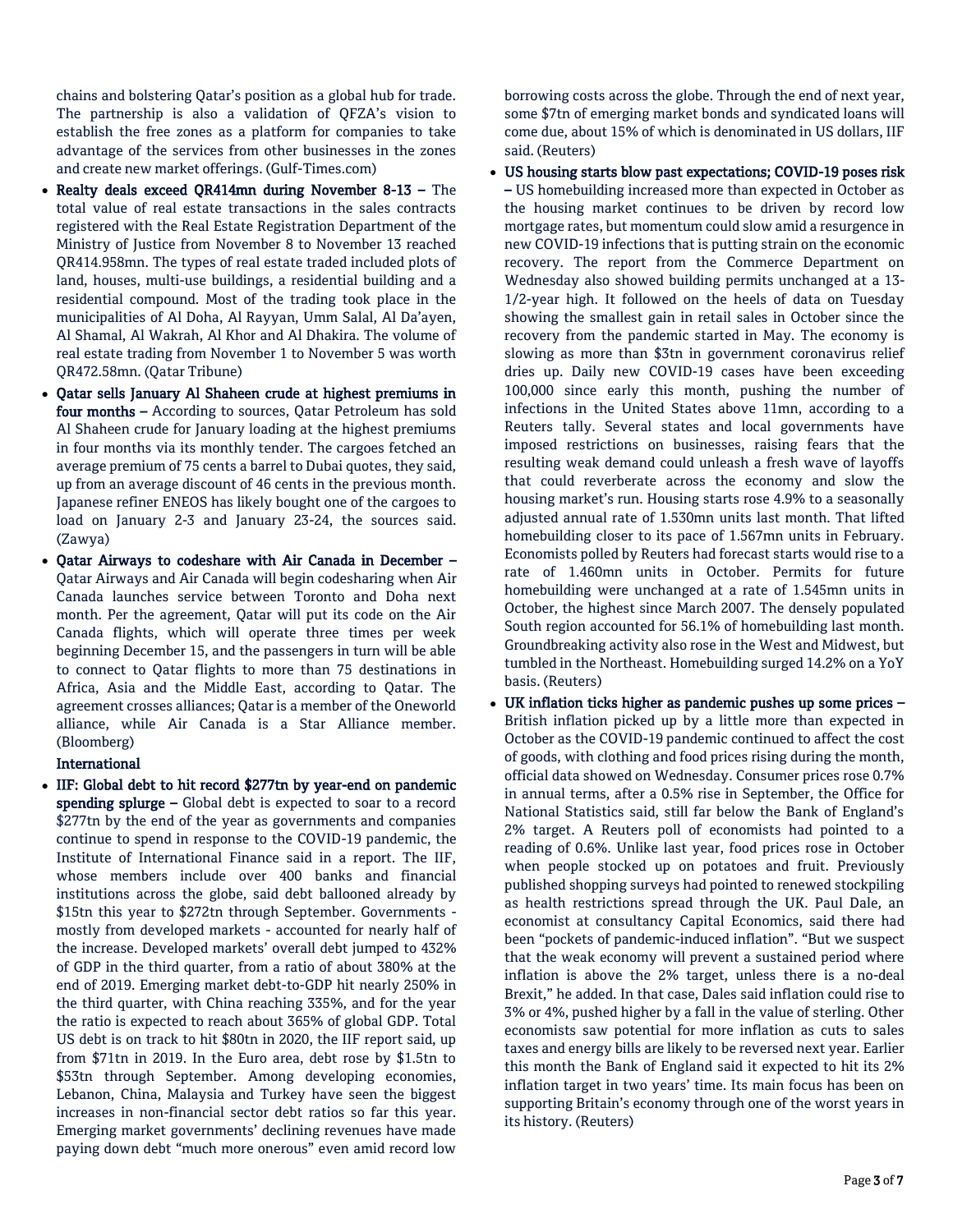chains and bolstering Qatar's position as a global hub for trade. The partnership is also a validation of QFZA's vision to establish the free zones as a platform for companies to take advantage of the services from other businesses in the zones and create new market offerings. (Gulf-Times.com)

- **Realty deals exceed QR414mn during November 8-13 –** The total value of real estate transactions in the sales contracts registered with the Real Estate Registration Department of the Ministry of Justice from November 8 to November 13 reached QR414.958mn. The types of real estate traded included plots of land, houses, multi-use buildings, a residential building and a residential compound. Most of the trading took place in the municipalities of Al Doha, Al Rayyan, Umm Salal, Al Da'ayen, Al Shamal, Al Wakrah, Al Khor and Al Dhakira. The volume of real estate trading from November 1 to November 5 was worth QR472.58mn. (Qatar Tribune)
- **Qatar sells January Al Shaheen crude at highest premiums in four months –** According to sources, Qatar Petroleum has sold Al Shaheen crude for January loading at the highest premiums in four months via its monthly tender. The cargoes fetched an average premium of 75 cents a barrel to Dubai quotes, they said, up from an average discount of 46 cents in the previous month. Japanese refiner ENEOS has likely bought one of the cargoes to load on January 2-3 and January 23-24, the sources said. (Zawya)
- **Qatar Airways to codeshare with Air Canada in December –** Qatar Airways and Air Canada will begin codesharing when Air Canada launches service between Toronto and Doha next month. Per the agreement, Qatar will put its code on the Air Canada flights, which will operate three times per week beginning December 15, and the passengers in turn will be able to connect to Qatar flights to more than 75 destinations in Africa, Asia and the Middle East, according to Qatar. The agreement crosses alliances; Qatar is a member of the Oneworld alliance, while Air Canada is a Star Alliance member. (Bloomberg)

**International**

- **IIF: Global debt to hit record $277tn by year-end on pandemic spending splurge –** Global debt is expected to soar to a record $277tn by the end of the year as governments and companies continue to spend in response to the COVID-19 pandemic, the Institute of International Finance said in a report. The IIF, whose members include over 400 banks and financial institutions across the globe, said debt ballooned already by $15tn this year to $272tn through September. Governments - mostly from developed markets - accounted for nearly half of the increase. Developed markets' overall debt jumped to 432% of GDP in the third quarter, from a ratio of about 380% at the end of 2019. Emerging market debt-to-GDP hit nearly 250% in the third quarter, with China reaching 335%, and for the year the ratio is expected to reach about 365% of global GDP. Total US debt is on track to hit $80tn in 2020, the IIF report said, up from $71tn in 2019. In the Euro area, debt rose by $1.5tn to $53tn through September. Among developing economies, Lebanon, China, Malaysia and Turkey have seen the biggest increases in non-financial sector debt ratios so far this year. Emerging market governments' declining revenues have made paying down debt "much more onerous" even amid record low borrowing costs across the globe. Through the end of next year, some $7tn of emerging market bonds and syndicated loans will come due, about 15% of which is denominated in US dollars, IIF said. (Reuters)
- **US housing starts blow past expectations; COVID-19 poses risk –** US homebuilding increased more than expected in October as the housing market continues to be driven by record low mortgage rates, but momentum could slow amid a resurgence in new COVID-19 infections that is putting strain on the economic recovery. The report from the Commerce Department on Wednesday also showed building permits unchanged at a 13-1/2-year high. It followed on the heels of data on Tuesday showing the smallest gain in retail sales in October since the recovery from the pandemic started in May. The economy is slowing as more than $3tn in government coronavirus relief dries up. Daily new COVID-19 cases have been exceeding 100,000 since early this month, pushing the number of infections in the United States above 11mn, according to a Reuters tally. Several states and local governments have imposed restrictions on businesses, raising fears that the resulting weak demand could unleash a fresh wave of layoffs that could reverberate across the economy and slow the housing market's run. Housing starts rose 4.9% to a seasonally adjusted annual rate of 1.530mn units last month. That lifted homebuilding closer to its pace of 1.567mn units in February. Economists polled by Reuters had forecast starts would rise to a rate of 1.460mn units in October. Permits for future homebuilding were unchanged at a rate of 1.545mn units in October, the highest since March 2007. The densely populated South region accounted for 56.1% of homebuilding last month. Groundbreaking activity also rose in the West and Midwest, but tumbled in the Northeast. Homebuilding surged 14.2% on a YoY basis. (Reuters)
- **UK inflation ticks higher as pandemic pushes up some prices –** British inflation picked up by a little more than expected in October as the COVID-19 pandemic continued to affect the cost of goods, with clothing and food prices rising during the month, official data showed on Wednesday. Consumer prices rose 0.7% in annual terms, after a 0.5% rise in September, the Office for National Statistics said, still far below the Bank of England's 2% target. A Reuters poll of economists had pointed to a reading of 0.6%. Unlike last year, food prices rose in October when people stocked up on potatoes and fruit. Previously published shopping surveys had pointed to renewed stockpiling as health restrictions spread through the UK. Paul Dale, an economist at consultancy Capital Economics, said there had been "pockets of pandemic-induced inflation". "But we suspect that the weak economy will prevent a sustained period where inflation is above the 2% target, unless there is a no-deal Brexit," he added. In that case, Dales said inflation could rise to 3% or 4%, pushed higher by a fall in the value of sterling. Other economists saw potential for more inflation as cuts to sales taxes and energy bills are likely to be reversed next year. Earlier this month the Bank of England said it expected to hit its 2% inflation target in two years' time. Its main focus has been on supporting Britain's economy through one of the worst years in its history. (Reuters)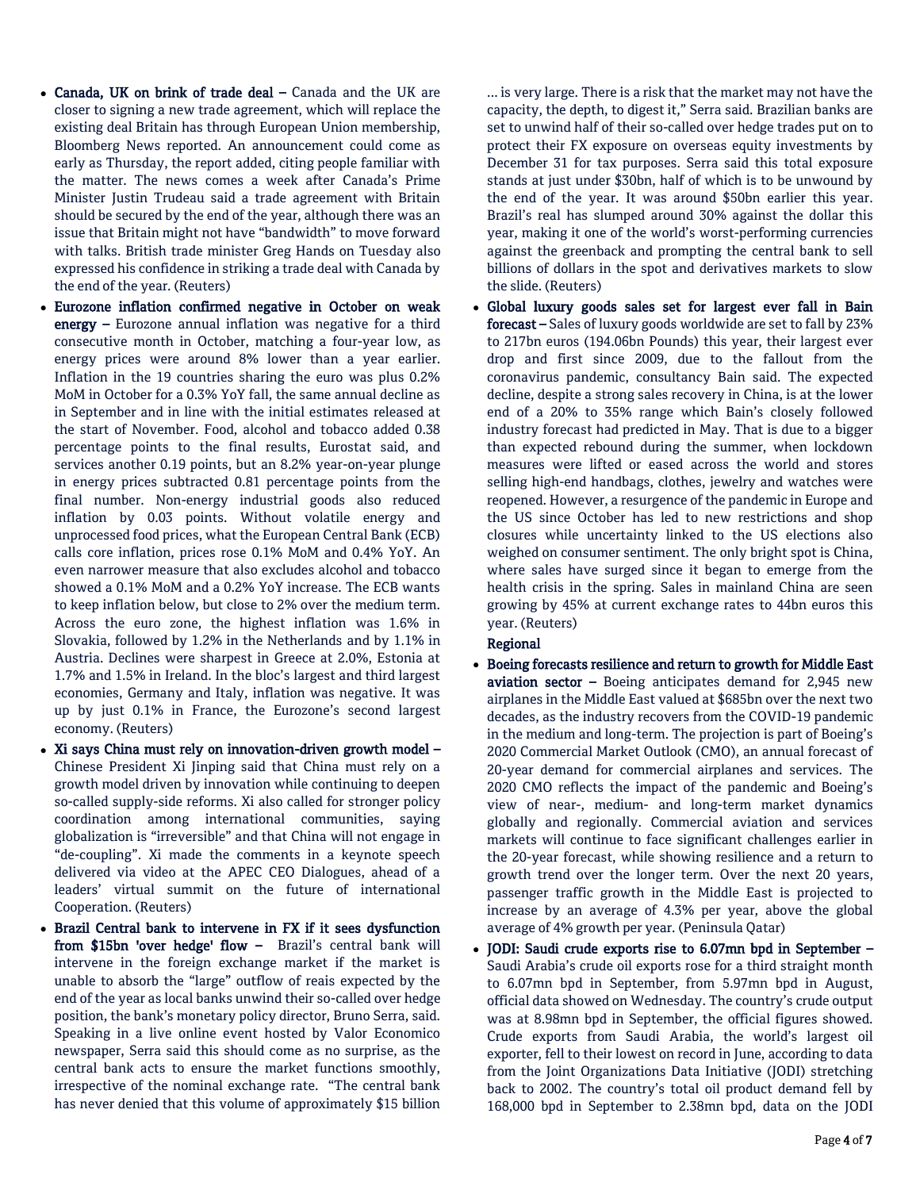- **Canada, UK on brink of trade deal –** Canada and the UK are closer to signing a new trade agreement, which will replace the existing deal Britain has through European Union membership, Bloomberg News reported. An announcement could come as early as Thursday, the report added, citing people familiar with the matter. The news comes a week after Canada's Prime Minister Justin Trudeau said a trade agreement with Britain should be secured by the end of the year, although there was an issue that Britain might not have "bandwidth" to move forward with talks. British trade minister Greg Hands on Tuesday also expressed his confidence in striking a trade deal with Canada by the end of the year. (Reuters)
- **Eurozone inflation confirmed negative in October on weak energy –** Eurozone annual inflation was negative for a third consecutive month in October, matching a four-year low, as energy prices were around 8% lower than a year earlier. Inflation in the 19 countries sharing the euro was plus 0.2% MoM in October for a 0.3% YoY fall, the same annual decline as in September and in line with the initial estimates released at the start of November. Food, alcohol and tobacco added 0.38 percentage points to the final results, Eurostat said, and services another 0.19 points, but an 8.2% year-on-year plunge in energy prices subtracted 0.81 percentage points from the final number. Non-energy industrial goods also reduced inflation by 0.03 points. Without volatile energy and unprocessed food prices, what the European Central Bank (ECB) calls core inflation, prices rose 0.1% MoM and 0.4% YoY. An even narrower measure that also excludes alcohol and tobacco showed a 0.1% MoM and a 0.2% YoY increase. The ECB wants to keep inflation below, but close to 2% over the medium term. Across the euro zone, the highest inflation was 1.6% in Slovakia, followed by 1.2% in the Netherlands and by 1.1% in Austria. Declines were sharpest in Greece at 2.0%, Estonia at 1.7% and 1.5% in Ireland. In the bloc's largest and third largest economies, Germany and Italy, inflation was negative. It was up by just 0.1% in France, the Eurozone's second largest economy. (Reuters)
- **Xi says China must rely on innovation-driven growth model –** Chinese President Xi Jinping said that China must rely on a growth model driven by innovation while continuing to deepen so-called supply-side reforms. Xi also called for stronger policy coordination among international communities, saying globalization is "irreversible" and that China will not engage in "de-coupling". Xi made the comments in a keynote speech delivered via video at the APEC CEO Dialogues, ahead of a leaders' virtual summit on the future of international Cooperation. (Reuters)
- **Brazil Central bank to intervene in FX if it sees dysfunction from $15bn 'over hedge' flow –** Brazil's central bank will intervene in the foreign exchange market if the market is unable to absorb the "large" outflow of reais expected by the end of the year as local banks unwind their so-called over hedge position, the bank's monetary policy director, Bruno Serra, said. Speaking in a live online event hosted by Valor Economico newspaper, Serra said this should come as no surprise, as the central bank acts to ensure the market functions smoothly, irrespective of the nominal exchange rate. "The central bank has never denied that this volume of approximately $15 billion ... is very large. There is a risk that the market may not have the capacity, the depth, to digest it," Serra said. Brazilian banks are set to unwind half of their so-called over hedge trades put on to protect their FX exposure on overseas equity investments by December 31 for tax purposes. Serra said this total exposure stands at just under $30bn, half of which is to be unwound by the end of the year. It was around $50bn earlier this year. Brazil's real has slumped around 30% against the dollar this year, making it one of the world's worst-performing currencies against the greenback and prompting the central bank to sell billions of dollars in the spot and derivatives markets to slow the slide. (Reuters)
- **Global luxury goods sales set for largest ever fall in Bain forecast –** Sales of luxury goods worldwide are set to fall by 23% to 217bn euros (194.06bn Pounds) this year, their largest ever drop and first since 2009, due to the fallout from the coronavirus pandemic, consultancy Bain said. The expected decline, despite a strong sales recovery in China, is at the lower end of a 20% to 35% range which Bain's closely followed industry forecast had predicted in May. That is due to a bigger than expected rebound during the summer, when lockdown measures were lifted or eased across the world and stores selling high-end handbags, clothes, jewelry and watches were reopened. However, a resurgence of the pandemic in Europe and the US since October has led to new restrictions and shop closures while uncertainty linked to the US elections also weighed on consumer sentiment. The only bright spot is China, where sales have surged since it began to emerge from the health crisis in the spring. Sales in mainland China are seen growing by 45% at current exchange rates to 44bn euros this year. (Reuters)

## Regional

- **Boeing forecasts resilience and return to growth for Middle East aviation sector –** Boeing anticipates demand for 2,945 new airplanes in the Middle East valued at $685bn over the next two decades, as the industry recovers from the COVID-19 pandemic in the medium and long-term. The projection is part of Boeing's 2020 Commercial Market Outlook (CMO), an annual forecast of 20-year demand for commercial airplanes and services. The 2020 CMO reflects the impact of the pandemic and Boeing's view of near-, medium- and long-term market dynamics globally and regionally. Commercial aviation and services markets will continue to face significant challenges earlier in the 20-year forecast, while showing resilience and a return to growth trend over the longer term. Over the next 20 years, passenger traffic growth in the Middle East is projected to increase by an average of 4.3% per year, above the global average of 4% growth per year. (Peninsula Qatar)
- **JODI: Saudi crude exports rise to 6.07mn bpd in September –** Saudi Arabia's crude oil exports rose for a third straight month to 6.07mn bpd in September, from 5.97mn bpd in August, official data showed on Wednesday. The country's crude output was at 8.98mn bpd in September, the official figures showed. Crude exports from Saudi Arabia, the world's largest oil exporter, fell to their lowest on record in June, according to data from the Joint Organizations Data Initiative (JODI) stretching back to 2002. The country's total oil product demand fell by 168,000 bpd in September to 2.38mn bpd, data on the JODI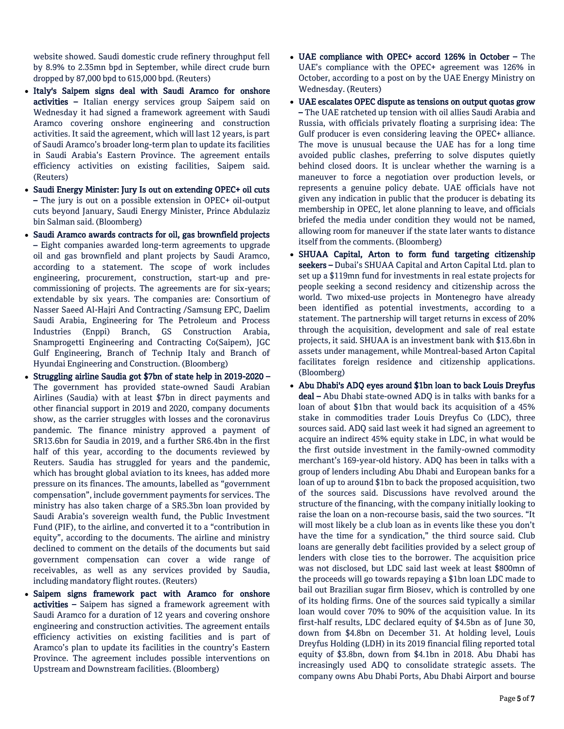website showed. Saudi domestic crude refinery throughput fell by 8.9% to 2.35mn bpd in September, while direct crude burn dropped by 87,000 bpd to 615,000 bpd. (Reuters)

- **Italy's Saipem signs deal with Saudi Aramco for onshore activities –** Italian energy services group Saipem said on Wednesday it had signed a framework agreement with Saudi Aramco covering onshore engineering and construction activities. It said the agreement, which will last 12 years, is part of Saudi Aramco's broader long-term plan to update its facilities in Saudi Arabia's Eastern Province. The agreement entails efficiency activities on existing facilities, Saipem said. (Reuters)
- **Saudi Energy Minister: Jury Is out on extending OPEC+ oil cuts –** The jury is out on a possible extension in OPEC+ oil-output cuts beyond January, Saudi Energy Minister, Prince Abdulaziz bin Salman said. (Bloomberg)
- **Saudi Aramco awards contracts for oil, gas brownfield projects –** Eight companies awarded long-term agreements to upgrade oil and gas brownfield and plant projects by Saudi Aramco, according to a statement. The scope of work includes engineering, procurement, construction, start-up and pre-commissioning of projects. The agreements are for six-years; extendable by six years. The companies are: Consortium of Nasser Saeed Al-Hajri And Contracting /Samsung EPC, Daelim Saudi Arabia, Engineering for The Petroleum and Process Industries (Enppi) Branch, GS Construction Arabia, Snamprogetti Engineering and Contracting Co(Saipem), JGC Gulf Engineering, Branch of Technip Italy and Branch of Hyundai Engineering and Construction. (Bloomberg)
- **Struggling airline Saudia got $7bn of state help in 2019-2020 –** The government has provided state-owned Saudi Arabian Airlines (Saudia) with at least $7bn in direct payments and other financial support in 2019 and 2020, company documents show, as the carrier struggles with losses and the coronavirus pandemic. The finance ministry approved a payment of SR13.6bn for Saudia in 2019, and a further SR6.4bn in the first half of this year, according to the documents reviewed by Reuters. Saudia has struggled for years and the pandemic, which has brought global aviation to its knees, has added more pressure on its finances. The amounts, labelled as "government compensation", include government payments for services. The ministry has also taken charge of a SR5.3bn loan provided by Saudi Arabia's sovereign wealth fund, the Public Investment Fund (PIF), to the airline, and converted it to a "contribution in equity", according to the documents. The airline and ministry declined to comment on the details of the documents but said government compensation can cover a wide range of receivables, as well as any services provided by Saudia, including mandatory flight routes. (Reuters)
- **Saipem signs framework pact with Aramco for onshore activities –** Saipem has signed a framework agreement with Saudi Aramco for a duration of 12 years and covering onshore engineering and construction activities. The agreement entails efficiency activities on existing facilities and is part of Aramco's plan to update its facilities in the country's Eastern Province. The agreement includes possible interventions on Upstream and Downstream facilities. (Bloomberg)
- **UAE compliance with OPEC+ accord 126% in October –** The UAE's compliance with the OPEC+ agreement was 126% in October, according to a post on by the UAE Energy Ministry on Wednesday. (Reuters)
- **UAE escalates OPEC dispute as tensions on output quotas grow –** The UAE ratcheted up tension with oil allies Saudi Arabia and Russia, with officials privately floating a surprising idea: The Gulf producer is even considering leaving the OPEC+ alliance. The move is unusual because the UAE has for a long time avoided public clashes, preferring to solve disputes quietly behind closed doors. It is unclear whether the warning is a maneuver to force a negotiation over production levels, or represents a genuine policy debate. UAE officials have not given any indication in public that the producer is debating its membership in OPEC, let alone planning to leave, and officials briefed the media under condition they would not be named, allowing room for maneuver if the state later wants to distance itself from the comments. (Bloomberg)
- **SHUAA Capital, Arton to form fund targeting citizenship seekers –** Dubai's SHUAA Capital and Arton Capital Ltd. plan to set up a $119mn fund for investments in real estate projects for people seeking a second residency and citizenship across the world. Two mixed-use projects in Montenegro have already been identified as potential investments, according to a statement. The partnership will target returns in excess of 20% through the acquisition, development and sale of real estate projects, it said. SHUAA is an investment bank with $13.6bn in assets under management, while Montreal-based Arton Capital facilitates foreign residence and citizenship applications. (Bloomberg)
- **Abu Dhabi's ADQ eyes around $1bn loan to back Louis Dreyfus deal –** Abu Dhabi state-owned ADQ is in talks with banks for a loan of about $1bn that would back its acquisition of a 45% stake in commodities trader Louis Dreyfus Co (LDC), three sources said. ADQ said last week it had signed an agreement to acquire an indirect 45% equity stake in LDC, in what would be the first outside investment in the family-owned commodity merchant's 169-year-old history. ADQ has been in talks with a group of lenders including Abu Dhabi and European banks for a loan of up to around $1bn to back the proposed acquisition, two of the sources said. Discussions have revolved around the structure of the financing, with the company initially looking to raise the loan on a non-recourse basis, said the two sources. "It will most likely be a club loan as in events like these you don't have the time for a syndication," the third source said. Club loans are generally debt facilities provided by a select group of lenders with close ties to the borrower. The acquisition price was not disclosed, but LDC said last week at least $800mn of the proceeds will go towards repaying a $1bn loan LDC made to bail out Brazilian sugar firm Biosev, which is controlled by one of its holding firms. One of the sources said typically a similar loan would cover 70% to 90% of the acquisition value. In its first-half results, LDC declared equity of $4.5bn as of June 30, down from $4.8bn on December 31. At holding level, Louis Dreyfus Holding (LDH) in its 2019 financial filing reported total equity of $3.8bn, down from $4.1bn in 2018. Abu Dhabi has increasingly used ADQ to consolidate strategic assets. The company owns Abu Dhabi Ports, Abu Dhabi Airport and bourse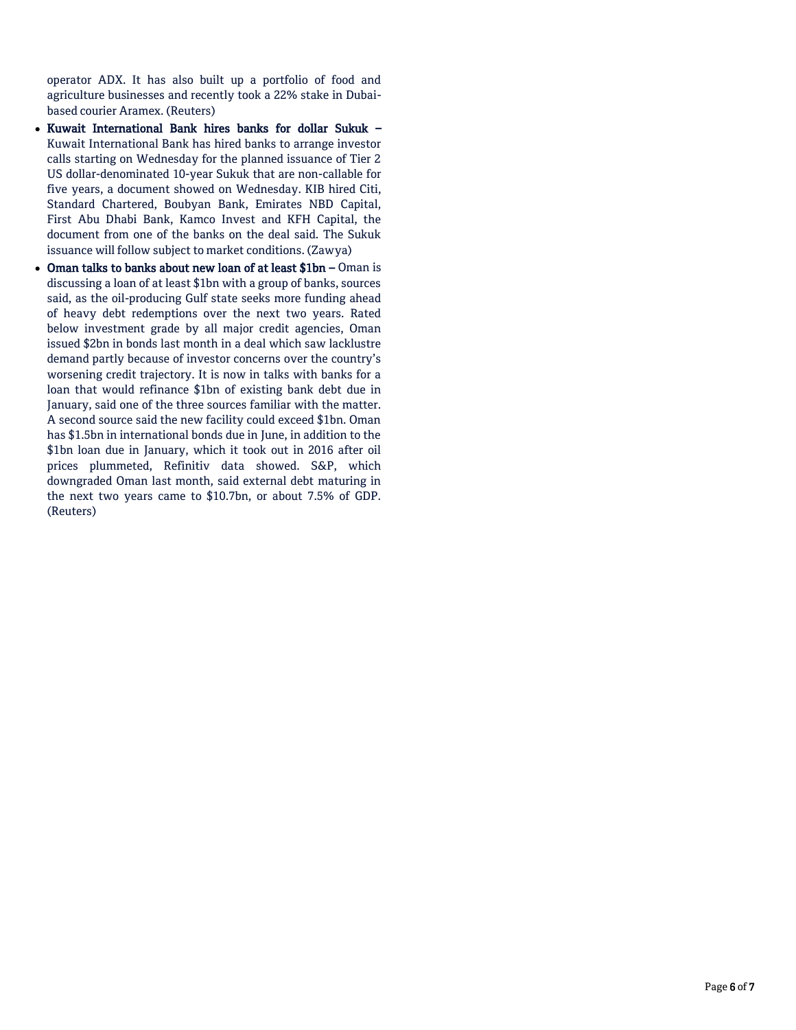operator ADX. It has also built up a portfolio of food and agriculture businesses and recently took a 22% stake in Dubai-based courier Aramex. (Reuters)

- **Kuwait International Bank hires banks for dollar Sukuk –** Kuwait International Bank has hired banks to arrange investor calls starting on Wednesday for the planned issuance of Tier 2 US dollar-denominated 10-year Sukuk that are non-callable for five years, a document showed on Wednesday. KIB hired Citi, Standard Chartered, Boubyan Bank, Emirates NBD Capital, First Abu Dhabi Bank, Kamco Invest and KFH Capital, the document from one of the banks on the deal said. The Sukuk issuance will follow subject to market conditions. (Zawya)
- **Oman talks to banks about new loan of at least $1bn –** Oman is discussing a loan of at least $1bn with a group of banks, sources said, as the oil-producing Gulf state seeks more funding ahead of heavy debt redemptions over the next two years. Rated below investment grade by all major credit agencies, Oman issued $2bn in bonds last month in a deal which saw lacklustre demand partly because of investor concerns over the country's worsening credit trajectory. It is now in talks with banks for a loan that would refinance $1bn of existing bank debt due in January, said one of the three sources familiar with the matter. A second source said the new facility could exceed $1bn. Oman has $1.5bn in international bonds due in June, in addition to the $1bn loan due in January, which it took out in 2016 after oil prices plummeted, Refinitiv data showed. S&P, which downgraded Oman last month, said external debt maturing in the next two years came to $10.7bn, or about 7.5% of GDP. (Reuters)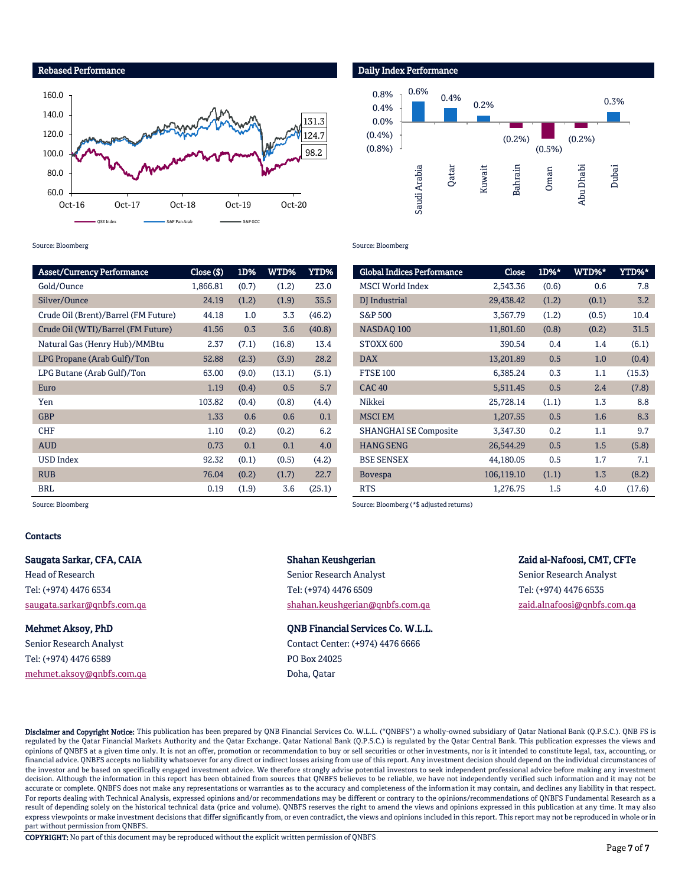## Rebased Performance

160.0
140.0
120.0
100.0
80.0
60.0

Oct-16 Oct-17 Oct-18 Oct-19 Oct-20

131.3
124.7
98.2

QSE Index S&P Pan Arab S&P GCC

Source: Bloomberg

## Daily Index Performance

0.8%
0.4%
0.0%
(0.4%)
(0.8%)

0.6% 0.4% 0.2% (0.2%) (0.5%) (0.2%) 0.3%

Saudi Arabia Qatar Kuwait Bahrain Oman Abu Dhabi Dubai

Source: Bloomberg

| Asset/Currency Performance | Close ($) | 1D% | WTD% | YTD% |
|---|---|---|---|---|
| Gold/Ounce | 1,866.81 | (0.7) | (1.2) | 23.0 |
| Silver/Ounce | 24.19 | (1.2) | (1.9) | 35.5 |
| Crude Oil (Brent)/Barrel (FM Future) | 44.18 | 1.0 | 3.3 | (46.2) |
| Crude Oil (WTI)/Barrel (FM Future) | 41.56 | 0.3 | 3.6 | (40.8) |
| Natural Gas (Henry Hub)/MMBtu | 2.37 | (7.1) | (16.8) | 13.4 |
| LPG Propane (Arab Gulf)/Ton | 52.88 | (2.3) | (3.9) | 28.2 |
| LPG Butane (Arab Gulf)/Ton | 63.00 | (9.0) | (13.1) | (5.1) |
| Euro | 1.19 | (0.4) | 0.5 | 5.7 |
| Yen | 103.82 | (0.4) | (0.8) | (4.4) |
| GBP | 1.33 | 0.6 | 0.6 | 0.1 |
| CHF | 1.10 | (0.2) | (0.2) | 6.2 |
| AUD | 0.73 | 0.1 | 0.1 | 4.0 |
| USD Index | 92.32 | (0.1) | (0.5) | (4.2) |
| RUB | 76.04 | (0.2) | (1.7) | 22.7 |
| BRL | 0.19 | (1.9) | 3.6 | (25.1) |

Source: Bloomberg

| Global Indices Performance | Close | 1D%* | WTD%* | YTD%* |
|---|---|---|---|---|
| MSCI World Index | 2,543.36 | (0.6) | 0.6 | 7.8 |
| DJ Industrial | 29,438.42 | (1.2) | (0.1) | 3.2 |
| S&P 500 | 3,567.79 | (1.2) | (0.5) | 10.4 |
| NASDAQ 100 | 11,801.60 | (0.8) | (0.2) | 31.5 |
| STOXX 600 | 390.54 | 0.4 | 1.4 | (6.1) |
| DAX | 13,201.89 | 0.5 | 1.0 | (0.4) |
| FTSE 100 | 6,385.24 | 0.3 | 1.1 | (15.3) |
| CAC 40 | 5,511.45 | 0.5 | 2.4 | (7.8) |
| Nikkei | 25,728.14 | (1.1) | 1.3 | 8.8 |
| MSCI EM | 1,207.55 | 0.5 | 1.6 | 8.3 |
| SHANGHAI SE Composite | 3,347.30 | 0.2 | 1.1 | 9.7 |
| HANG SENG | 26,544.29 | 0.5 | 1.5 | (5.8) |
| BSE SENSEX | 44,180.05 | 0.5 | 1.7 | 7.1 |
| Bovespa | 106,119.10 | (1.1) | 1.3 | (8.2) |
| RTS | 1,276.75 | 1.5 | 4.0 | (17.6) |

Source: Bloomberg (*$ adjusted returns)

### Contacts

**Saugata Sarkar, CFA, CAIA**
Head of Research
Tel: (+974) 4476 6534
saugata.sarkar@qnbfs.com.qa

**Shahan Keushgerian**
Senior Research Analyst
Tel: (+974) 4476 6509
shahan.keushgerian@qnbfs.com.qa

**Zaid al-Nafoosi, CMT, CFTe**
Senior Research Analyst
Tel: (+974) 4476 6535
zaid.alnafoosi@qnbfs.com.qa

**Mehmet Aksoy, PhD**
Senior Research Analyst
Tel: (+974) 4476 6589
mehmet.aksoy@qnbfs.com.qa

**QNB Financial Services Co. W.L.L.**
Contact Center: (+974) 4476 6666
PO Box 24025
Doha, Qatar

**Disclaimer and Copyright Notice:** This publication has been prepared by QNB Financial Services Co. W.L.L. ("QNBFS") a wholly-owned subsidiary of Qatar National Bank (Q.P.S.C.). QNB FS is regulated by the Qatar Financial Markets Authority and the Qatar Exchange. Qatar National Bank (Q.P.S.C.) is regulated by the Qatar Central Bank. This publication expresses the views and opinions of QNBFS at a given time only. It is not an offer, promotion or recommendation to buy or sell securities or other investments, nor is it intended to constitute legal, tax, accounting, or financial advice. QNBFS accepts no liability whatsoever for any direct or indirect losses arising from use of this report. Any investment decision should depend on the individual circumstances of the investor and be based on specifically engaged investment advice. We therefore strongly advise potential investors to seek independent professional advice before making any investment decision. Although the information in this report has been obtained from sources that QNBFS believes to be reliable, we have not independently verified such information and it may not be accurate or complete. QNBFS does not make any representations or warranties as to the accuracy and completeness of the information it may contain, and declines any liability in that respect. For reports dealing with Technical Analysis, expressed opinions and/or recommendations may be different or contrary to the opinions/recommendations of QNBFS Fundamental Research as a result of depending solely on the historical technical data (price and volume). QNBFS reserves the right to amend the views and opinions expressed in this publication at any time. It may also express viewpoints or make investment decisions that differ significantly from, or even contradict, the views and opinions included in this report. This report may not be reproduced in whole or in part without permission from QNBFS.

**COPYRIGHT:** No part of this document may be reproduced without the explicit written permission of QNBFS